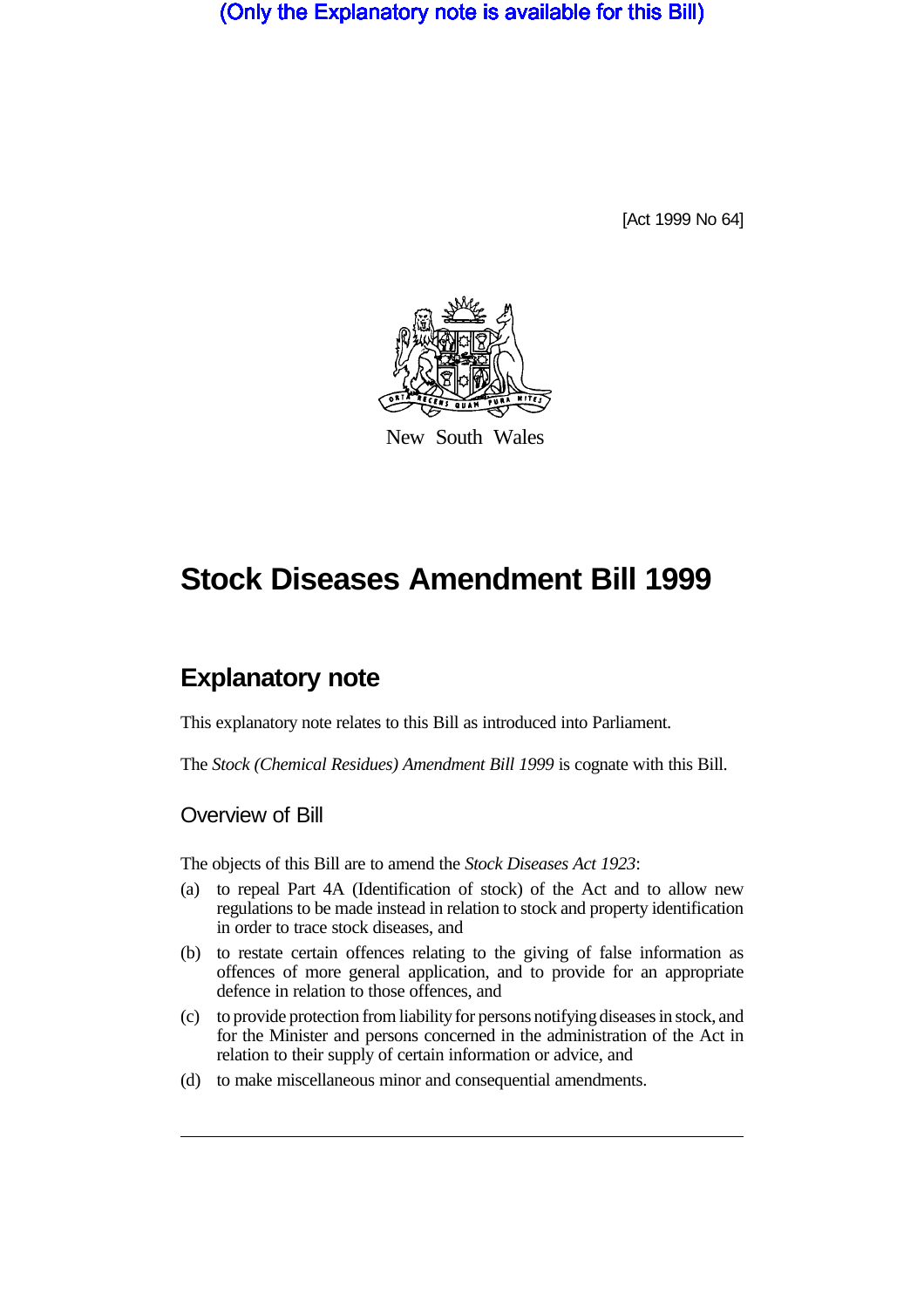(Only the Explanatory note is available for this Bill)

[Act 1999 No 64]

New South Wales

# Stock Diseases Amendment Bill 1999

## Explanatory note

This explanatory note relates to this Bill as introduced into Parliament.

The *Stock (Chemical Residues) Amendment Bill 1999* is cognate with this Bill.

### Overview of Bill

The objects of this Bill are to amend the *Stock Diseases Act 1923*:

(a) to repeal Part 4A (Identification of stock) of the Act and to allow new regulations to be made instead in relation to stock and property identification in order to trace stock diseases, and

(b) to restate certain offences relating to the giving of false information as offences of more general application, and to provide for an appropriate defence in relation to those offences, and

(c) to provide protection from liability for persons notifying diseases in stock, and for the Minister and persons concerned in the administration of the Act in relation to their supply of certain information or advice, and

(d) to make miscellaneous minor and consequential amendments.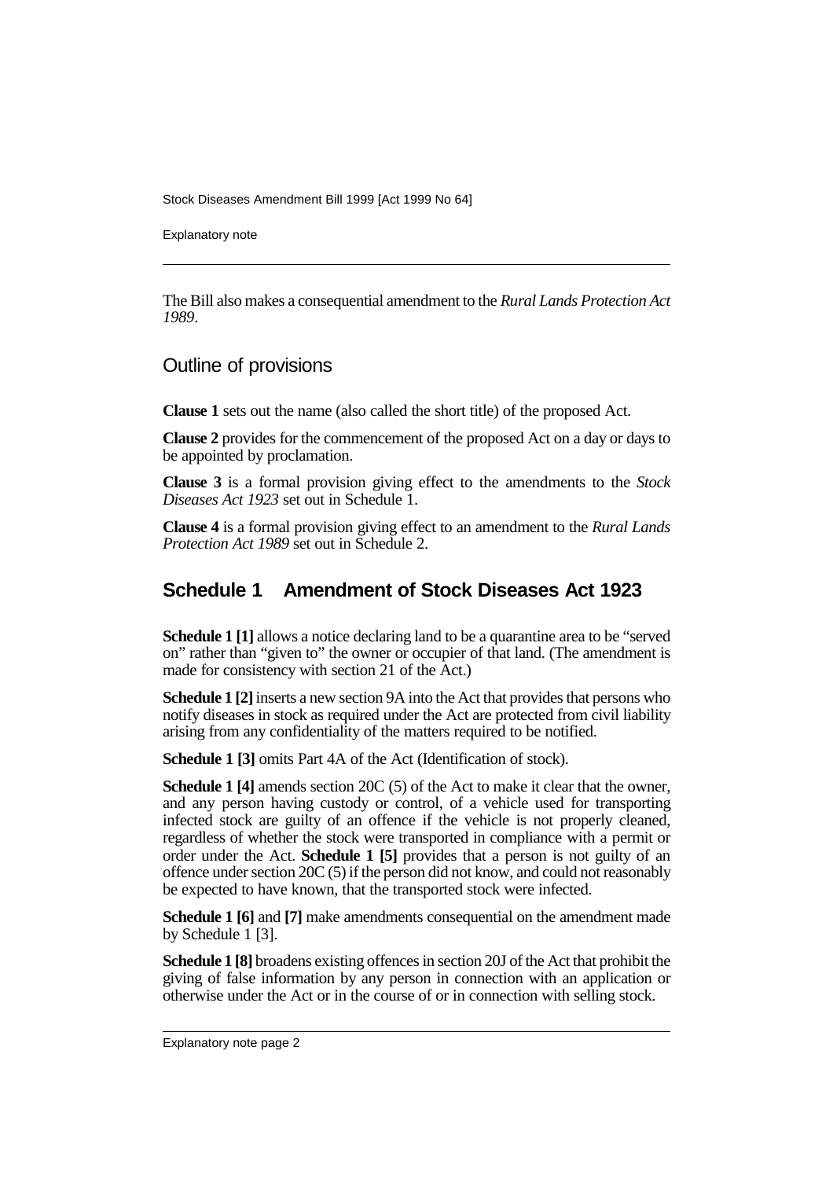The Bill also makes a consequential amendment to the *Rural Lands Protection Act 1989*.

## Outline of provisions

**Clause 1** sets out the name (also called the short title) of the proposed Act.

**Clause 2** provides for the commencement of the proposed Act on a day or days to be appointed by proclamation.

**Clause 3** is a formal provision giving effect to the amendments to the *Stock Diseases Act 1923* set out in Schedule 1.

**Clause 4** is a formal provision giving effect to an amendment to the *Rural Lands Protection Act 1989* set out in Schedule 2.

## Schedule 1 Amendment of Stock Diseases Act 1923

**Schedule 1 [1]** allows a notice declaring land to be a quarantine area to be "served on" rather than "given to" the owner or occupier of that land. (The amendment is made for consistency with section 21 of the Act.)

**Schedule 1 [2]** inserts a new section 9A into the Act that provides that persons who notify diseases in stock as required under the Act are protected from civil liability arising from any confidentiality of the matters required to be notified.

**Schedule 1 [3]** omits Part 4A of the Act (Identification of stock).

**Schedule 1 [4]** amends section 20C (5) of the Act to make it clear that the owner, and any person having custody or control, of a vehicle used for transporting infected stock are guilty of an offence if the vehicle is not properly cleaned, regardless of whether the stock were transported in compliance with a permit or order under the Act. **Schedule 1 [5]** provides that a person is not guilty of an offence under section 20C (5) if the person did not know, and could not reasonably be expected to have known, that the transported stock were infected.

**Schedule 1 [6]** and **[7]** make amendments consequential on the amendment made by Schedule 1 [3].

**Schedule 1 [8]** broadens existing offences in section 20J of the Act that prohibit the giving of false information by any person in connection with an application or otherwise under the Act or in the course of or in connection with selling stock.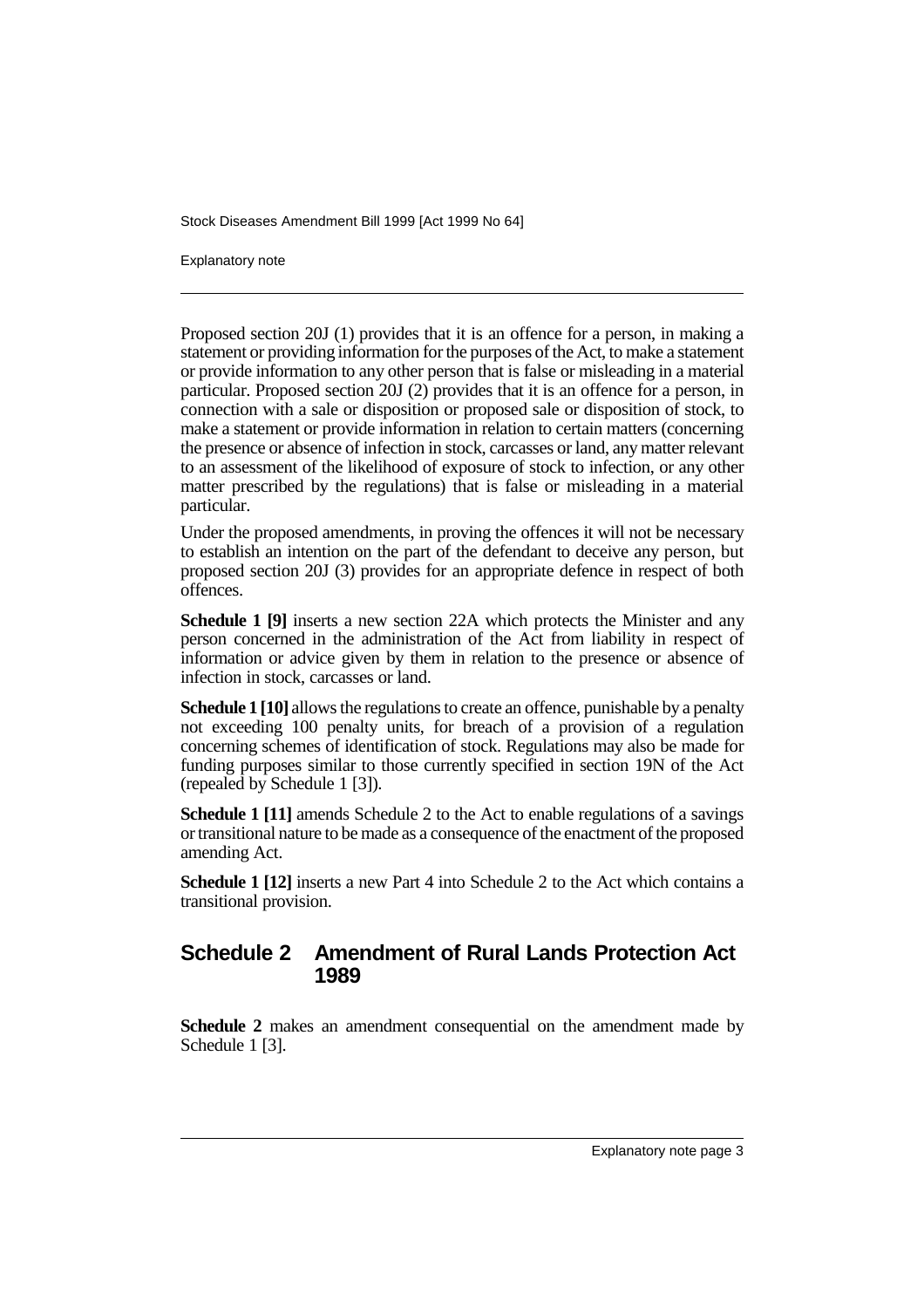Proposed section 20J (1) provides that it is an offence for a person, in making a statement or providing information for the purposes of the Act, to make a statement or provide information to any other person that is false or misleading in a material particular. Proposed section 20J (2) provides that it is an offence for a person, in connection with a sale or disposition or proposed sale or disposition of stock, to make a statement or provide information in relation to certain matters (concerning the presence or absence of infection in stock, carcasses or land, any matter relevant to an assessment of the likelihood of exposure of stock to infection, or any other matter prescribed by the regulations) that is false or misleading in a material particular.

Under the proposed amendments, in proving the offences it will not be necessary to establish an intention on the part of the defendant to deceive any person, but proposed section 20J (3) provides for an appropriate defence in respect of both offences.

**Schedule 1 [9]** inserts a new section 22A which protects the Minister and any person concerned in the administration of the Act from liability in respect of information or advice given by them in relation to the presence or absence of infection in stock, carcasses or land.

**Schedule 1 [10]** allows the regulations to create an offence, punishable by a penalty not exceeding 100 penalty units, for breach of a provision of a regulation concerning schemes of identification of stock. Regulations may also be made for funding purposes similar to those currently specified in section 19N of the Act (repealed by Schedule 1 [3]).

**Schedule 1 [11]** amends Schedule 2 to the Act to enable regulations of a savings or transitional nature to be made as a consequence of the enactment of the proposed amending Act.

**Schedule 1 [12]** inserts a new Part 4 into Schedule 2 to the Act which contains a transitional provision.

## Schedule 2 Amendment of Rural Lands Protection Act 1989

**Schedule 2** makes an amendment consequential on the amendment made by Schedule 1 [3].